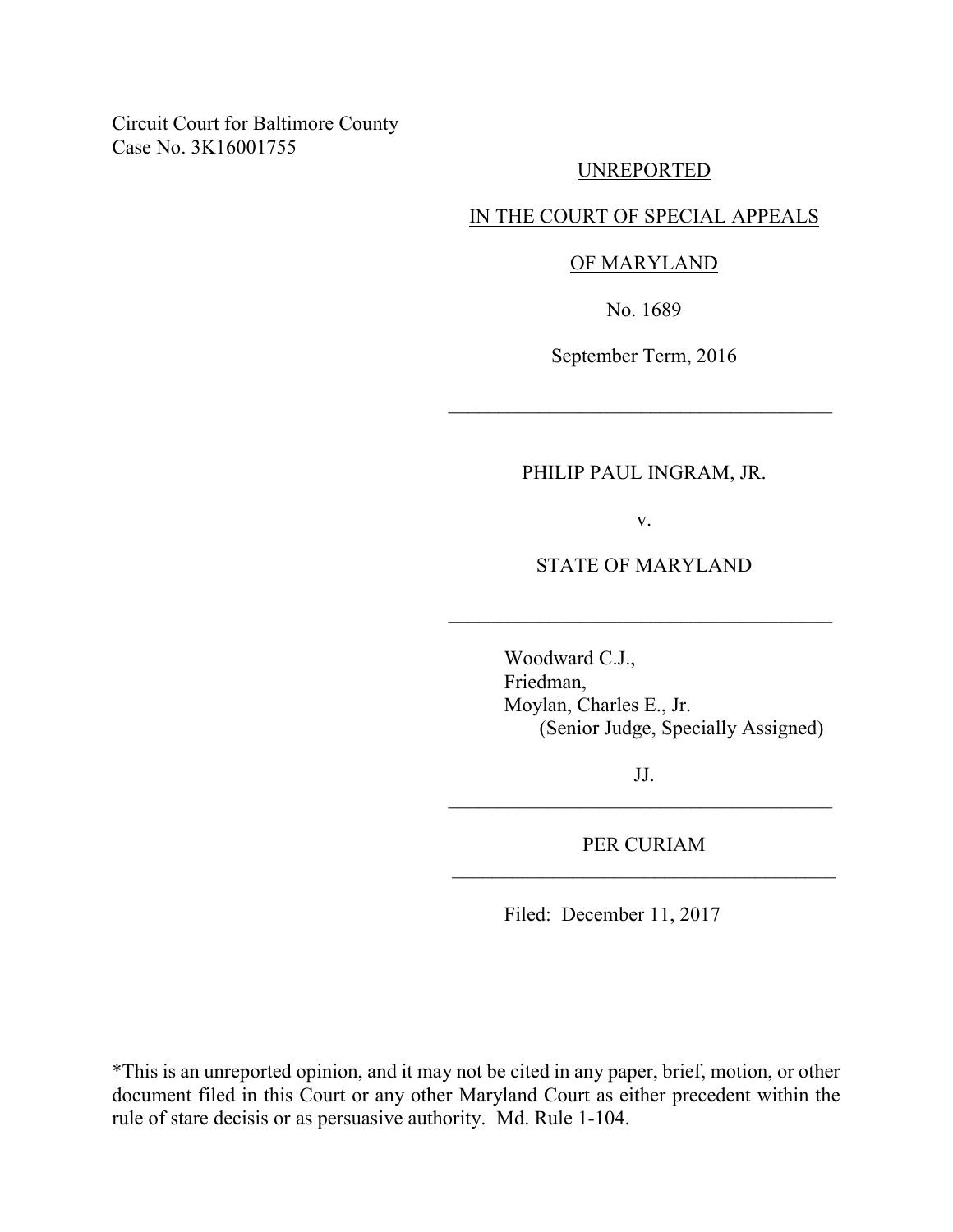Circuit Court for Baltimore County
Case No. 3K16001755

UNREPORTED

IN THE COURT OF SPECIAL APPEALS

OF MARYLAND

No. 1689

September Term, 2016

---

PHILIP PAUL INGRAM, JR.

v.

STATE OF MARYLAND

---

Woodward C.J.,
Friedman,
Moylan, Charles E., Jr.
(Senior Judge, Specially Assigned)

JJ.

---

PER CURIAM

---

Filed: December 11, 2017

*This is an unreported opinion, and it may not be cited in any paper, brief, motion, or other document filed in this Court or any other Maryland Court as either precedent within the rule of stare decisis or as persuasive authority. Md. Rule 1-104.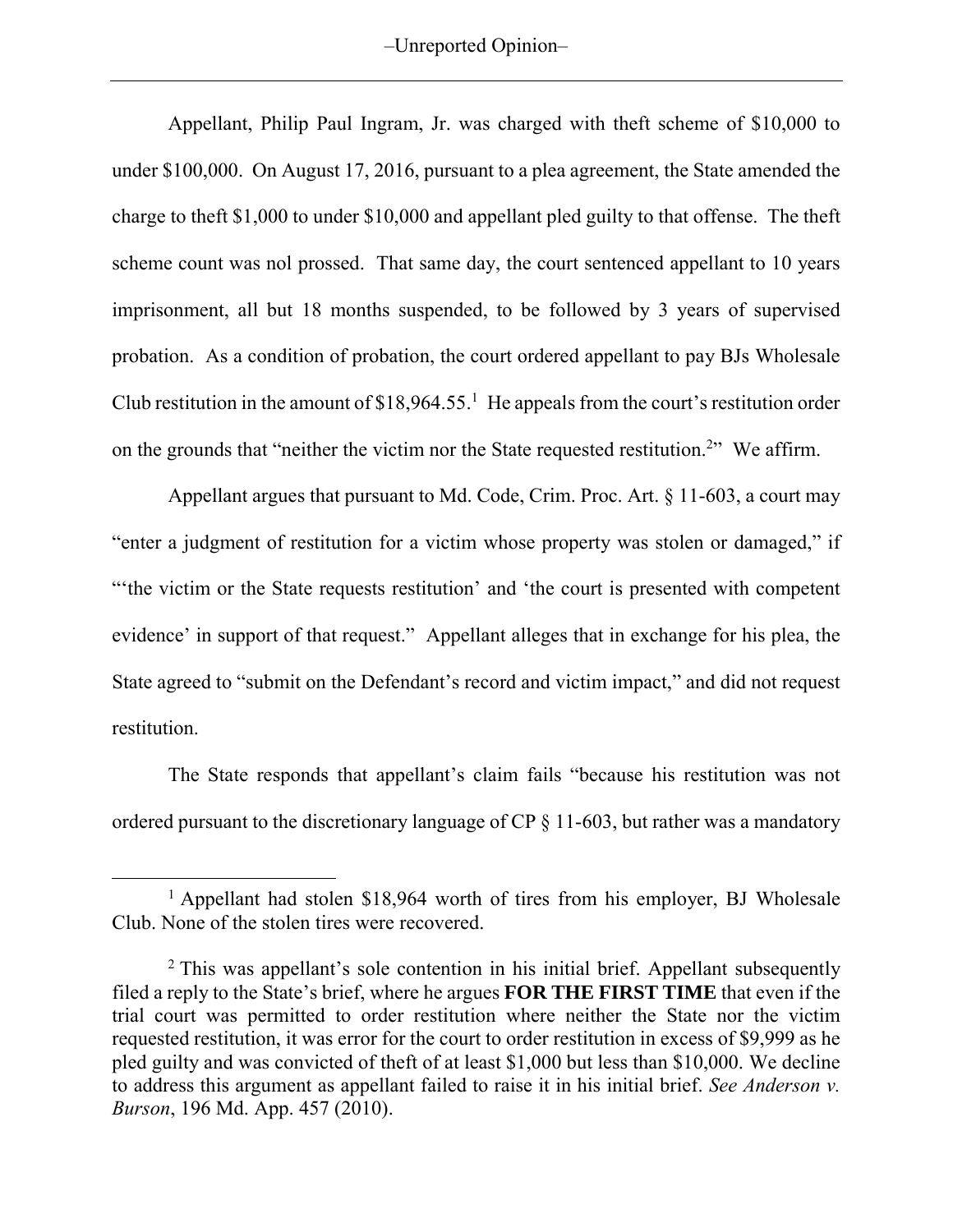Appellant, Philip Paul Ingram, Jr. was charged with theft scheme of $10,000 to under $100,000. On August 17, 2016, pursuant to a plea agreement, the State amended the charge to theft $1,000 to under $10,000 and appellant pled guilty to that offense. The theft scheme count was nol prossed. That same day, the court sentenced appellant to 10 years imprisonment, all but 18 months suspended, to be followed by 3 years of supervised probation. As a condition of probation, the court ordered appellant to pay BJs Wholesale Club restitution in the amount of $18,964.55.[1] He appeals from the court's restitution order on the grounds that "neither the victim nor the State requested restitution.[2]" We affirm.

Appellant argues that pursuant to Md. Code, Crim. Proc. Art. § 11-603, a court may "enter a judgment of restitution for a victim whose property was stolen or damaged," if "'the victim or the State requests restitution' and 'the court is presented with competent evidence' in support of that request." Appellant alleges that in exchange for his plea, the State agreed to "submit on the Defendant's record and victim impact," and did not request restitution.

The State responds that appellant's claim fails "because his restitution was not ordered pursuant to the discretionary language of CP § 11-603, but rather was a mandatory

---

[1] Appellant had stolen $18,964 worth of tires from his employer, BJ Wholesale Club. None of the stolen tires were recovered.

[2] This was appellant's sole contention in his initial brief. Appellant subsequently filed a reply to the State's brief, where he argues **FOR THE FIRST TIME** that even if the trial court was permitted to order restitution where neither the State nor the victim requested restitution, it was error for the court to order restitution in excess of $9,999 as he pled guilty and was convicted of theft of at least $1,000 but less than $10,000. We decline to address this argument as appellant failed to raise it in his initial brief. *See Anderson v. Burson*, 196 Md. App. 457 (2010).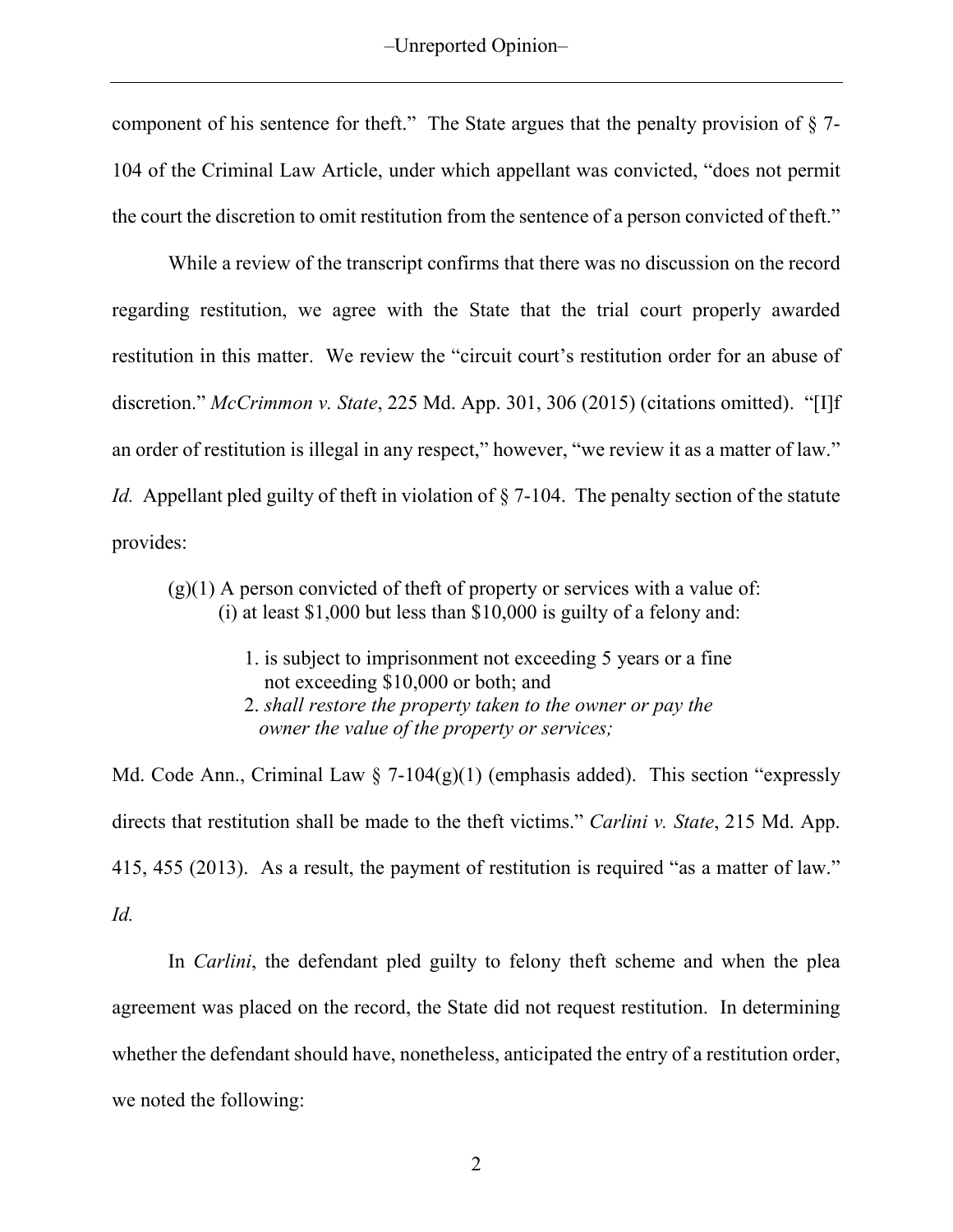component of his sentence for theft." The State argues that the penalty provision of § 7-104 of the Criminal Law Article, under which appellant was convicted, "does not permit the court the discretion to omit restitution from the sentence of a person convicted of theft."

While a review of the transcript confirms that there was no discussion on the record regarding restitution, we agree with the State that the trial court properly awarded restitution in this matter. We review the "circuit court's restitution order for an abuse of discretion." *McCrimmon v. State*, 225 Md. App. 301, 306 (2015) (citations omitted). "[I]f an order of restitution is illegal in any respect," however, "we review it as a matter of law." *Id.* Appellant pled guilty of theft in violation of § 7-104. The penalty section of the statute provides:

> (g)(1) A person convicted of theft of property or services with a value of:
> (i) at least $1,000 but less than $10,000 is guilty of a felony and:
>
> 1. is subject to imprisonment not exceeding 5 years or a fine not exceeding $10,000 or both; and
> 2. *shall restore the property taken to the owner or pay the owner the value of the property or services;*

Md. Code Ann., Criminal Law § 7-104(g)(1) (emphasis added). This section "expressly directs that restitution shall be made to the theft victims." *Carlini v. State*, 215 Md. App. 415, 455 (2013). As a result, the payment of restitution is required "as a matter of law." *Id.*

In *Carlini*, the defendant pled guilty to felony theft scheme and when the plea agreement was placed on the record, the State did not request restitution. In determining whether the defendant should have, nonetheless, anticipated the entry of a restitution order, we noted the following: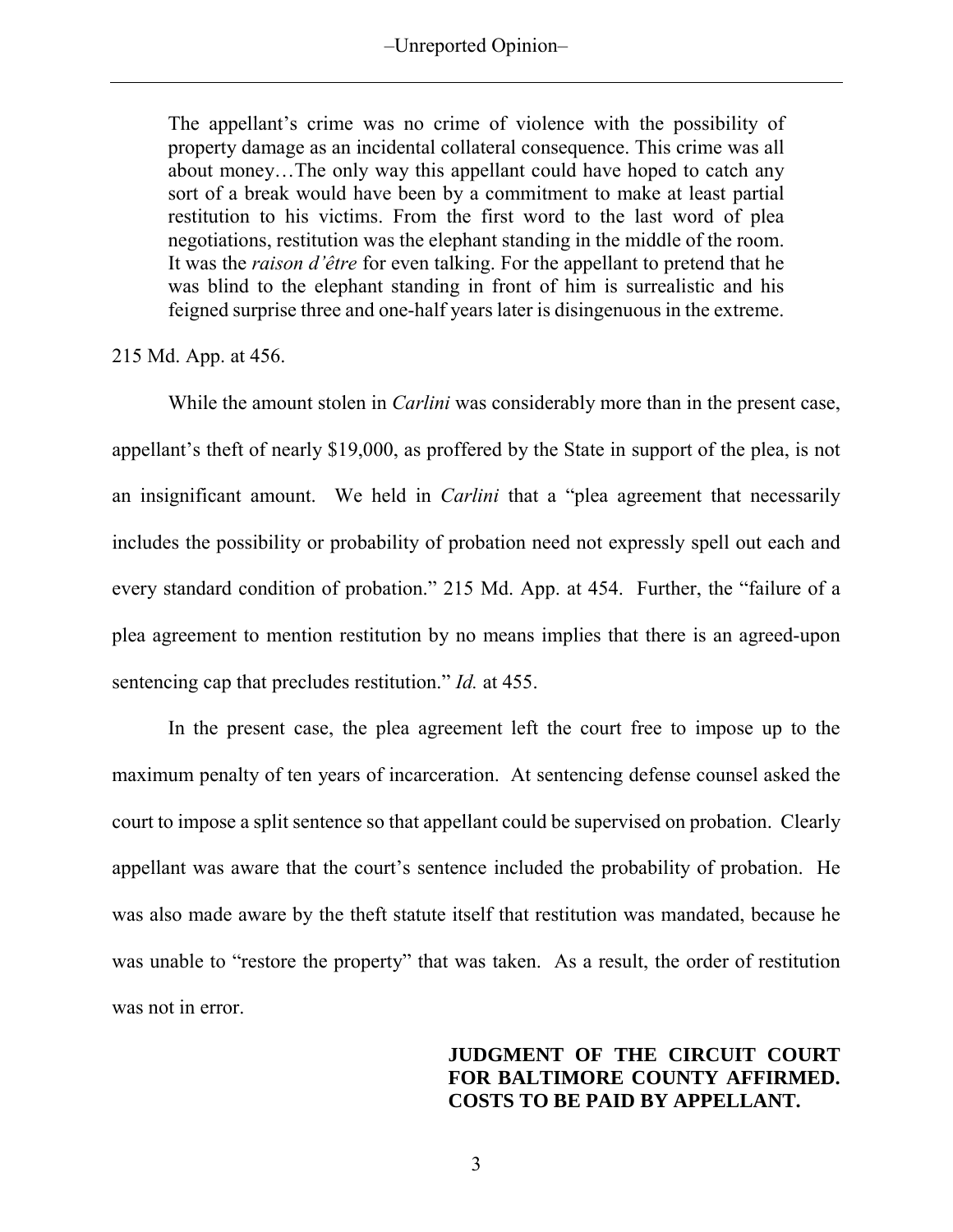> The appellant's crime was no crime of violence with the possibility of property damage as an incidental collateral consequence. This crime was all about money…The only way this appellant could have hoped to catch any sort of a break would have been by a commitment to make at least partial restitution to his victims. From the first word to the last word of plea negotiations, restitution was the elephant standing in the middle of the room. It was the *raison d'être* for even talking. For the appellant to pretend that he was blind to the elephant standing in front of him is surrealistic and his feigned surprise three and one-half years later is disingenuous in the extreme.

215 Md. App. at 456.

While the amount stolen in *Carlini* was considerably more than in the present case, appellant's theft of nearly $19,000, as proffered by the State in support of the plea, is not an insignificant amount. We held in *Carlini* that a "plea agreement that necessarily includes the possibility or probability of probation need not expressly spell out each and every standard condition of probation." 215 Md. App. at 454. Further, the "failure of a plea agreement to mention restitution by no means implies that there is an agreed-upon sentencing cap that precludes restitution." *Id.* at 455.

In the present case, the plea agreement left the court free to impose up to the maximum penalty of ten years of incarceration. At sentencing defense counsel asked the court to impose a split sentence so that appellant could be supervised on probation. Clearly appellant was aware that the court's sentence included the probability of probation. He was also made aware by the theft statute itself that restitution was mandated, because he was unable to "restore the property" that was taken. As a result, the order of restitution was not in error.

**JUDGMENT OF THE CIRCUIT COURT FOR BALTIMORE COUNTY AFFIRMED. COSTS TO BE PAID BY APPELLANT.**